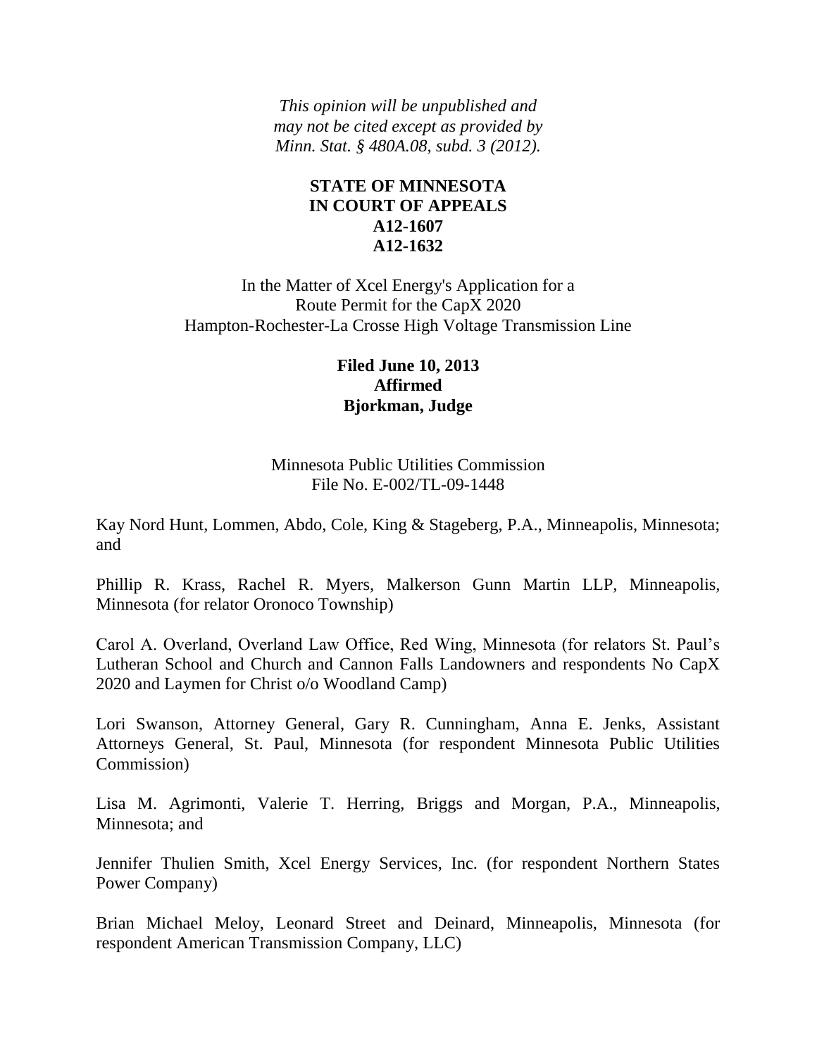*This opinion will be unpublished and may not be cited except as provided by Minn. Stat. § 480A.08, subd. 3 (2012).*

**STATE OF MINNESOTA**
**IN COURT OF APPEALS**
**A12-1607**
**A12-1632**

In the Matter of Xcel Energy's Application for a Route Permit for the CapX 2020 Hampton-Rochester-La Crosse High Voltage Transmission Line

**Filed June 10, 2013**
**Affirmed**
**Bjorkman, Judge**

Minnesota Public Utilities Commission
File No. E-002/TL-09-1448

Kay Nord Hunt, Lommen, Abdo, Cole, King & Stageberg, P.A., Minneapolis, Minnesota; and

Phillip R. Krass, Rachel R. Myers, Malkerson Gunn Martin LLP, Minneapolis, Minnesota (for relator Oronoco Township)

Carol A. Overland, Overland Law Office, Red Wing, Minnesota (for relators St. Paul's Lutheran School and Church and Cannon Falls Landowners and respondents No CapX 2020 and Laymen for Christ o/o Woodland Camp)

Lori Swanson, Attorney General, Gary R. Cunningham, Anna E. Jenks, Assistant Attorneys General, St. Paul, Minnesota (for respondent Minnesota Public Utilities Commission)

Lisa M. Agrimonti, Valerie T. Herring, Briggs and Morgan, P.A., Minneapolis, Minnesota; and

Jennifer Thulien Smith, Xcel Energy Services, Inc. (for respondent Northern States Power Company)

Brian Michael Meloy, Leonard Street and Deinard, Minneapolis, Minnesota (for respondent American Transmission Company, LLC)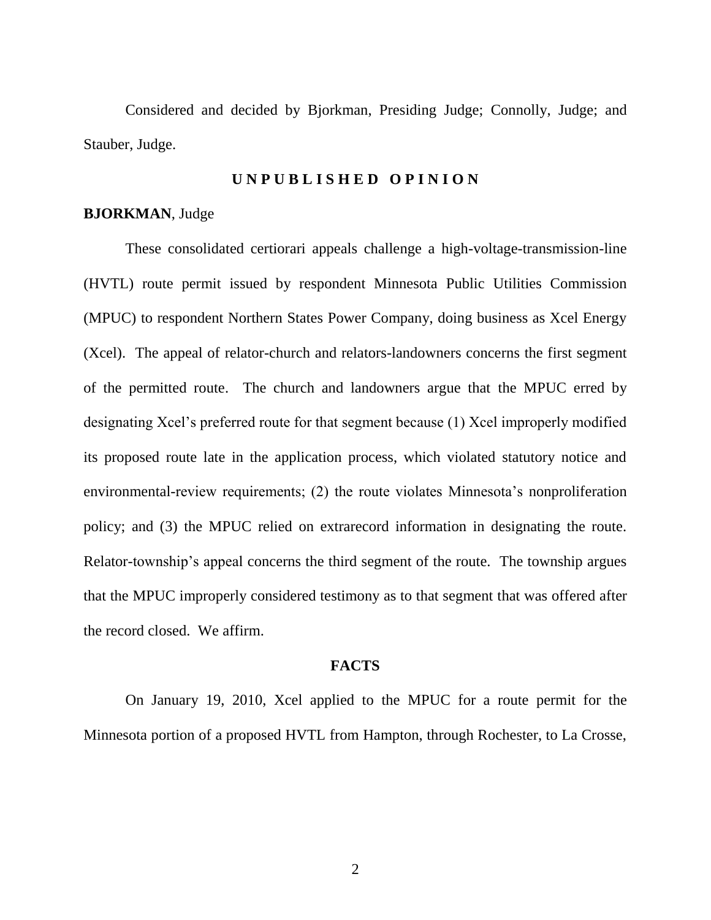Considered and decided by Bjorkman, Presiding Judge; Connolly, Judge; and Stauber, Judge.

## U N P U B L I S H E D   O P I N I O N

**BJORKMAN**, Judge

These consolidated certiorari appeals challenge a high-voltage-transmission-line (HVTL) route permit issued by respondent Minnesota Public Utilities Commission (MPUC) to respondent Northern States Power Company, doing business as Xcel Energy (Xcel). The appeal of relator-church and relators-landowners concerns the first segment of the permitted route. The church and landowners argue that the MPUC erred by designating Xcel's preferred route for that segment because (1) Xcel improperly modified its proposed route late in the application process, which violated statutory notice and environmental-review requirements; (2) the route violates Minnesota's nonproliferation policy; and (3) the MPUC relied on extrarecord information in designating the route. Relator-township's appeal concerns the third segment of the route. The township argues that the MPUC improperly considered testimony as to that segment that was offered after the record closed. We affirm.

## FACTS

On January 19, 2010, Xcel applied to the MPUC for a route permit for the Minnesota portion of a proposed HVTL from Hampton, through Rochester, to La Crosse,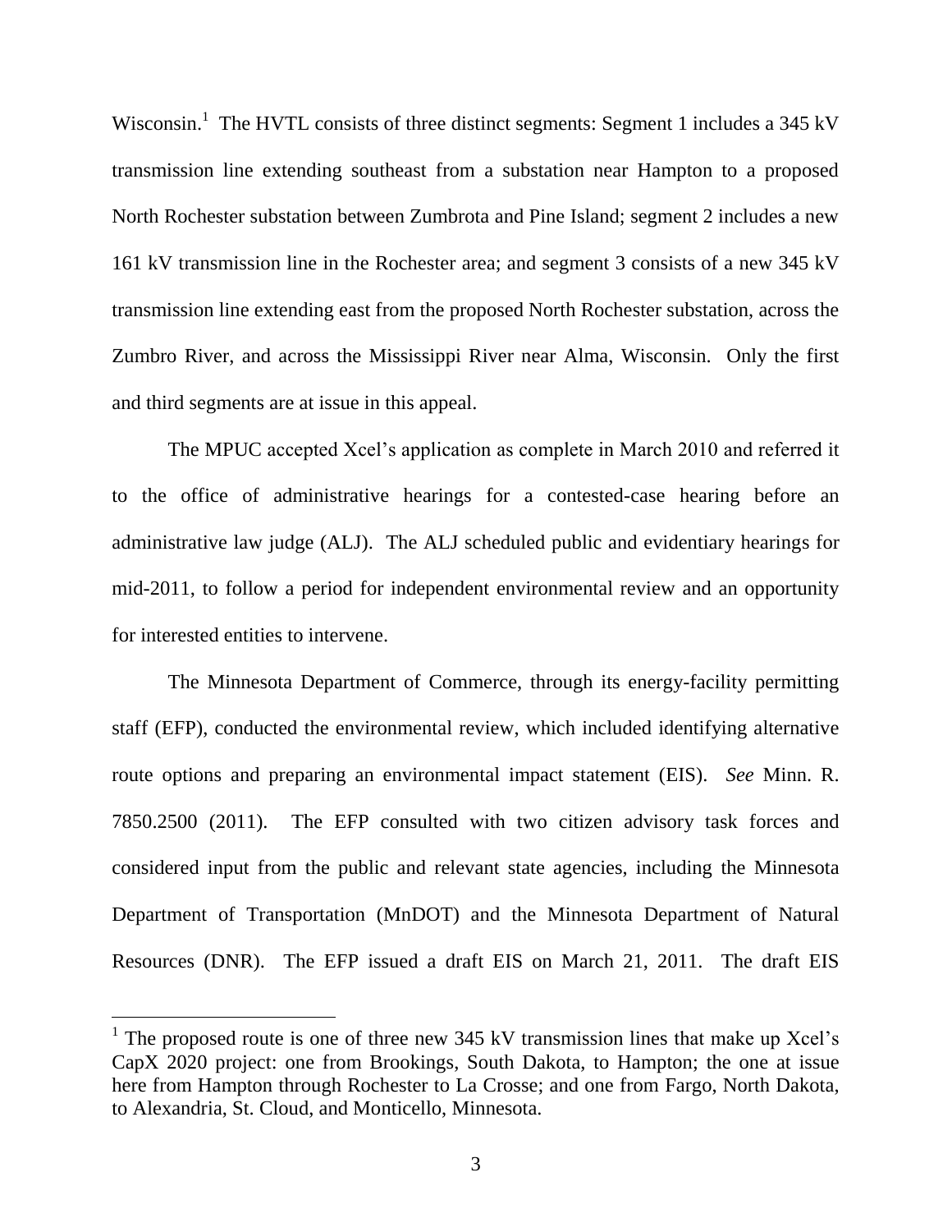Wisconsin.[1] The HVTL consists of three distinct segments: Segment 1 includes a 345 kV transmission line extending southeast from a substation near Hampton to a proposed North Rochester substation between Zumbrota and Pine Island; segment 2 includes a new 161 kV transmission line in the Rochester area; and segment 3 consists of a new 345 kV transmission line extending east from the proposed North Rochester substation, across the Zumbro River, and across the Mississippi River near Alma, Wisconsin. Only the first and third segments are at issue in this appeal.

The MPUC accepted Xcel's application as complete in March 2010 and referred it to the office of administrative hearings for a contested-case hearing before an administrative law judge (ALJ). The ALJ scheduled public and evidentiary hearings for mid-2011, to follow a period for independent environmental review and an opportunity for interested entities to intervene.

The Minnesota Department of Commerce, through its energy-facility permitting staff (EFP), conducted the environmental review, which included identifying alternative route options and preparing an environmental impact statement (EIS). *See* Minn. R. 7850.2500 (2011). The EFP consulted with two citizen advisory task forces and considered input from the public and relevant state agencies, including the Minnesota Department of Transportation (MnDOT) and the Minnesota Department of Natural Resources (DNR). The EFP issued a draft EIS on March 21, 2011. The draft EIS

[1] The proposed route is one of three new 345 kV transmission lines that make up Xcel's CapX 2020 project: one from Brookings, South Dakota, to Hampton; the one at issue here from Hampton through Rochester to La Crosse; and one from Fargo, North Dakota, to Alexandria, St. Cloud, and Monticello, Minnesota.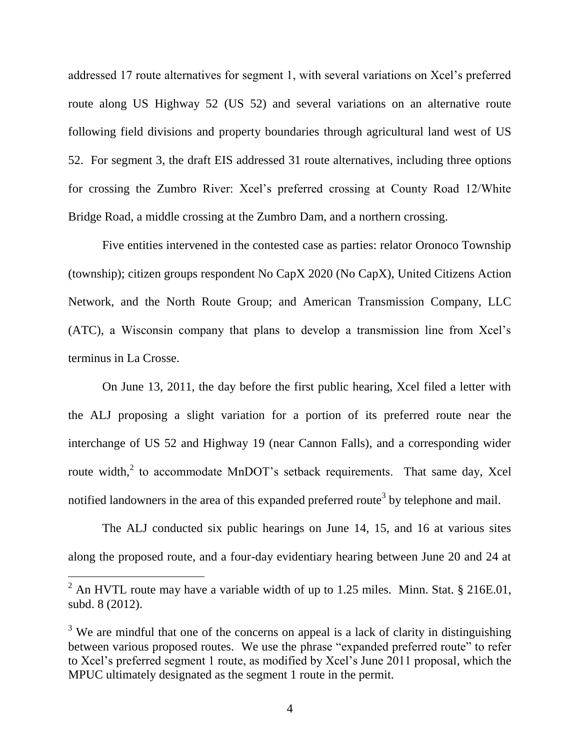addressed 17 route alternatives for segment 1, with several variations on Xcel's preferred route along US Highway 52 (US 52) and several variations on an alternative route following field divisions and property boundaries through agricultural land west of US 52. For segment 3, the draft EIS addressed 31 route alternatives, including three options for crossing the Zumbro River: Xcel's preferred crossing at County Road 12/White Bridge Road, a middle crossing at the Zumbro Dam, and a northern crossing.

Five entities intervened in the contested case as parties: relator Oronoco Township (township); citizen groups respondent No CapX 2020 (No CapX), United Citizens Action Network, and the North Route Group; and American Transmission Company, LLC (ATC), a Wisconsin company that plans to develop a transmission line from Xcel's terminus in La Crosse.

On June 13, 2011, the day before the first public hearing, Xcel filed a letter with the ALJ proposing a slight variation for a portion of its preferred route near the interchange of US 52 and Highway 19 (near Cannon Falls), and a corresponding wider route width,[2] to accommodate MnDOT's setback requirements. That same day, Xcel notified landowners in the area of this expanded preferred route[3] by telephone and mail.

The ALJ conducted six public hearings on June 14, 15, and 16 at various sites along the proposed route, and a four-day evidentiary hearing between June 20 and 24 at

---

[2] An HVTL route may have a variable width of up to 1.25 miles. Minn. Stat. § 216E.01, subd. 8 (2012).

[3] We are mindful that one of the concerns on appeal is a lack of clarity in distinguishing between various proposed routes. We use the phrase "expanded preferred route" to refer to Xcel's preferred segment 1 route, as modified by Xcel's June 2011 proposal, which the MPUC ultimately designated as the segment 1 route in the permit.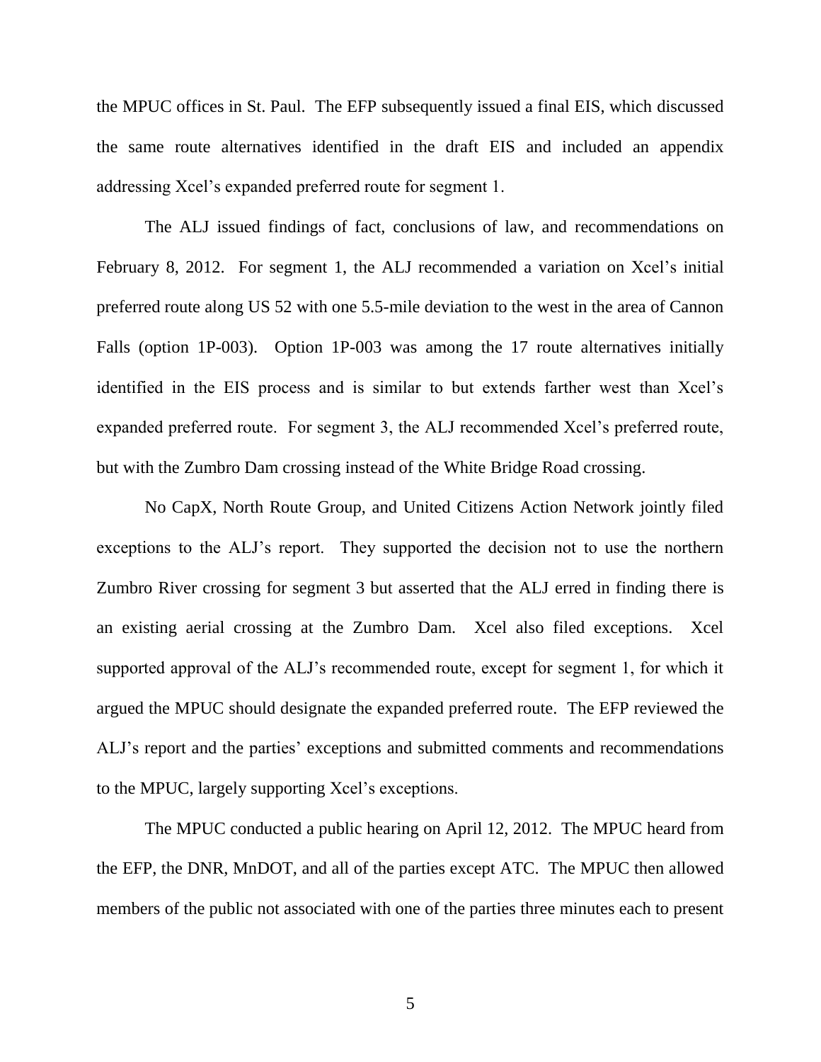the MPUC offices in St. Paul. The EFP subsequently issued a final EIS, which discussed the same route alternatives identified in the draft EIS and included an appendix addressing Xcel's expanded preferred route for segment 1.

The ALJ issued findings of fact, conclusions of law, and recommendations on February 8, 2012. For segment 1, the ALJ recommended a variation on Xcel's initial preferred route along US 52 with one 5.5-mile deviation to the west in the area of Cannon Falls (option 1P-003). Option 1P-003 was among the 17 route alternatives initially identified in the EIS process and is similar to but extends farther west than Xcel's expanded preferred route. For segment 3, the ALJ recommended Xcel's preferred route, but with the Zumbro Dam crossing instead of the White Bridge Road crossing.

No CapX, North Route Group, and United Citizens Action Network jointly filed exceptions to the ALJ's report. They supported the decision not to use the northern Zumbro River crossing for segment 3 but asserted that the ALJ erred in finding there is an existing aerial crossing at the Zumbro Dam. Xcel also filed exceptions. Xcel supported approval of the ALJ's recommended route, except for segment 1, for which it argued the MPUC should designate the expanded preferred route. The EFP reviewed the ALJ's report and the parties' exceptions and submitted comments and recommendations to the MPUC, largely supporting Xcel's exceptions.

The MPUC conducted a public hearing on April 12, 2012. The MPUC heard from the EFP, the DNR, MnDOT, and all of the parties except ATC. The MPUC then allowed members of the public not associated with one of the parties three minutes each to present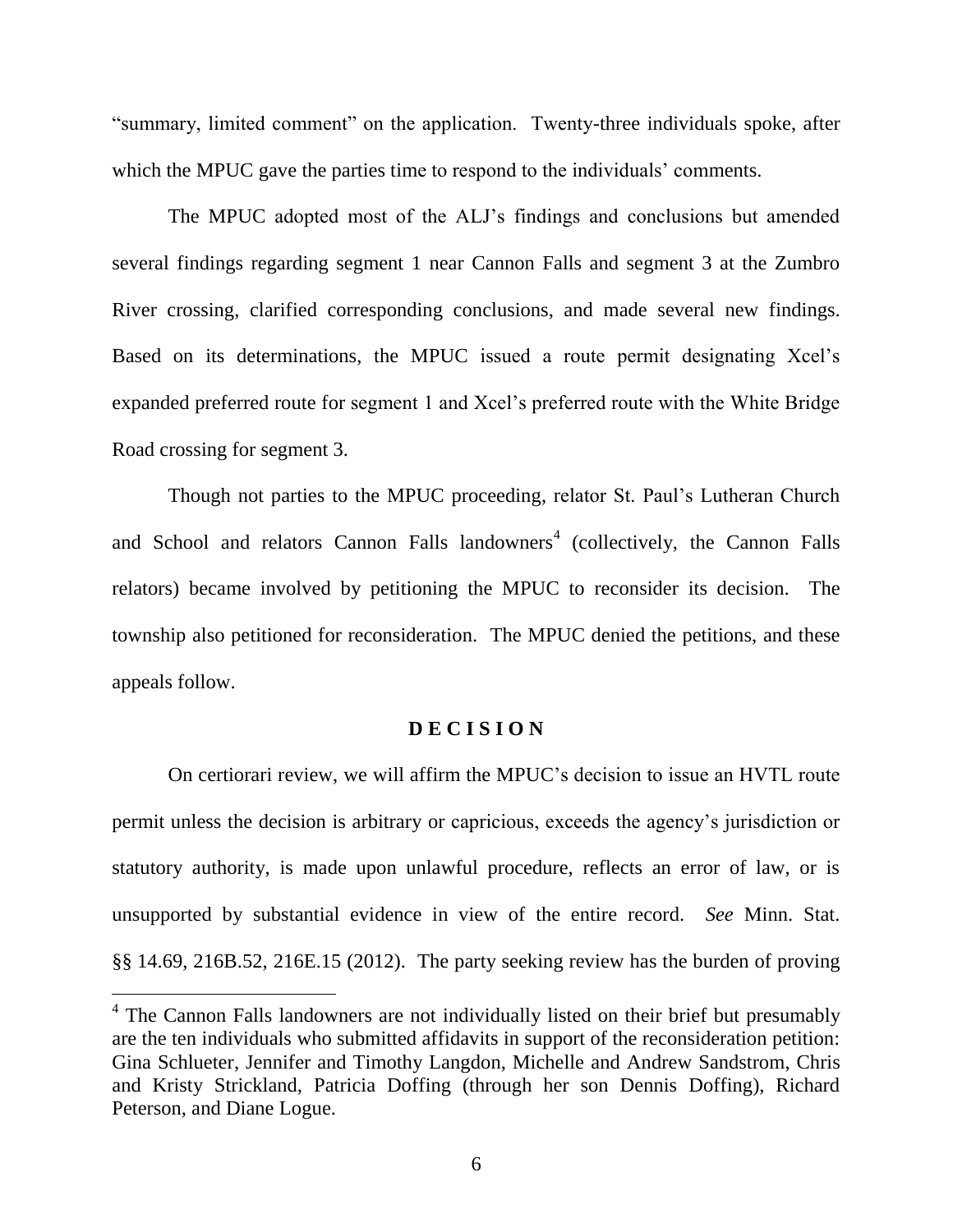"summary, limited comment" on the application. Twenty-three individuals spoke, after which the MPUC gave the parties time to respond to the individuals' comments.

The MPUC adopted most of the ALJ's findings and conclusions but amended several findings regarding segment 1 near Cannon Falls and segment 3 at the Zumbro River crossing, clarified corresponding conclusions, and made several new findings. Based on its determinations, the MPUC issued a route permit designating Xcel's expanded preferred route for segment 1 and Xcel's preferred route with the White Bridge Road crossing for segment 3.

Though not parties to the MPUC proceeding, relator St. Paul's Lutheran Church and School and relators Cannon Falls landowners[4] (collectively, the Cannon Falls relators) became involved by petitioning the MPUC to reconsider its decision. The township also petitioned for reconsideration. The MPUC denied the petitions, and these appeals follow.

## D E C I S I O N

On certiorari review, we will affirm the MPUC's decision to issue an HVTL route permit unless the decision is arbitrary or capricious, exceeds the agency's jurisdiction or statutory authority, is made upon unlawful procedure, reflects an error of law, or is unsupported by substantial evidence in view of the entire record. *See* Minn. Stat. §§ 14.69, 216B.52, 216E.15 (2012). The party seeking review has the burden of proving

[4] The Cannon Falls landowners are not individually listed on their brief but presumably are the ten individuals who submitted affidavits in support of the reconsideration petition: Gina Schlueter, Jennifer and Timothy Langdon, Michelle and Andrew Sandstrom, Chris and Kristy Strickland, Patricia Doffing (through her son Dennis Doffing), Richard Peterson, and Diane Logue.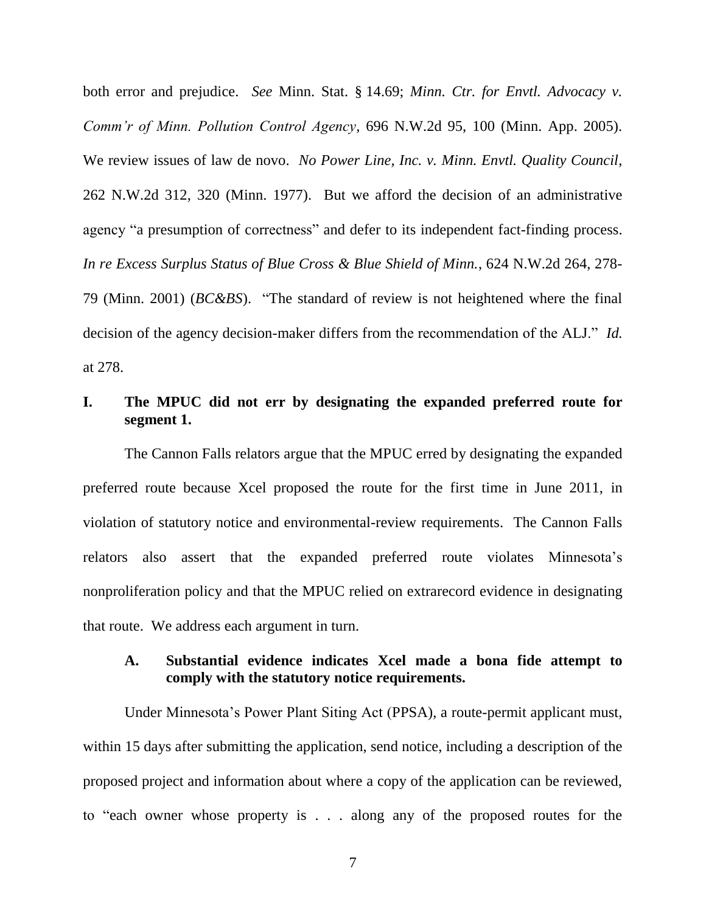both error and prejudice. *See* Minn. Stat. § 14.69; *Minn. Ctr. for Envtl. Advocacy v. Comm'r of Minn. Pollution Control Agency*, 696 N.W.2d 95, 100 (Minn. App. 2005). We review issues of law de novo. *No Power Line, Inc. v. Minn. Envtl. Quality Council*, 262 N.W.2d 312, 320 (Minn. 1977). But we afford the decision of an administrative agency "a presumption of correctness" and defer to its independent fact-finding process. *In re Excess Surplus Status of Blue Cross & Blue Shield of Minn.*, 624 N.W.2d 264, 278-79 (Minn. 2001) (*BC&BS*). "The standard of review is not heightened where the final decision of the agency decision-maker differs from the recommendation of the ALJ." *Id.* at 278.

## I. The MPUC did not err by designating the expanded preferred route for segment 1.

The Cannon Falls relators argue that the MPUC erred by designating the expanded preferred route because Xcel proposed the route for the first time in June 2011, in violation of statutory notice and environmental-review requirements. The Cannon Falls relators also assert that the expanded preferred route violates Minnesota's nonproliferation policy and that the MPUC relied on extrarecord evidence in designating that route. We address each argument in turn.

### A. Substantial evidence indicates Xcel made a bona fide attempt to comply with the statutory notice requirements.

Under Minnesota's Power Plant Siting Act (PPSA), a route-permit applicant must, within 15 days after submitting the application, send notice, including a description of the proposed project and information about where a copy of the application can be reviewed, to "each owner whose property is . . . along any of the proposed routes for the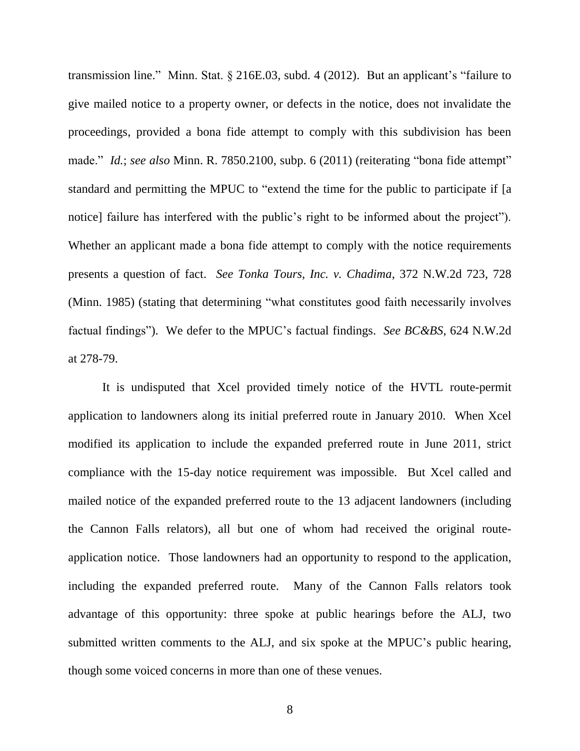transmission line." Minn. Stat. § 216E.03, subd. 4 (2012). But an applicant's "failure to give mailed notice to a property owner, or defects in the notice, does not invalidate the proceedings, provided a bona fide attempt to comply with this subdivision has been made." *Id.*; *see also* Minn. R. 7850.2100, subp. 6 (2011) (reiterating "bona fide attempt" standard and permitting the MPUC to "extend the time for the public to participate if [a notice] failure has interfered with the public's right to be informed about the project"). Whether an applicant made a bona fide attempt to comply with the notice requirements presents a question of fact. *See Tonka Tours, Inc. v. Chadima*, 372 N.W.2d 723, 728 (Minn. 1985) (stating that determining "what constitutes good faith necessarily involves factual findings"). We defer to the MPUC's factual findings. *See BC&BS*, 624 N.W.2d at 278-79.

It is undisputed that Xcel provided timely notice of the HVTL route-permit application to landowners along its initial preferred route in January 2010. When Xcel modified its application to include the expanded preferred route in June 2011, strict compliance with the 15-day notice requirement was impossible. But Xcel called and mailed notice of the expanded preferred route to the 13 adjacent landowners (including the Cannon Falls relators), all but one of whom had received the original route-application notice. Those landowners had an opportunity to respond to the application, including the expanded preferred route. Many of the Cannon Falls relators took advantage of this opportunity: three spoke at public hearings before the ALJ, two submitted written comments to the ALJ, and six spoke at the MPUC's public hearing, though some voiced concerns in more than one of these venues.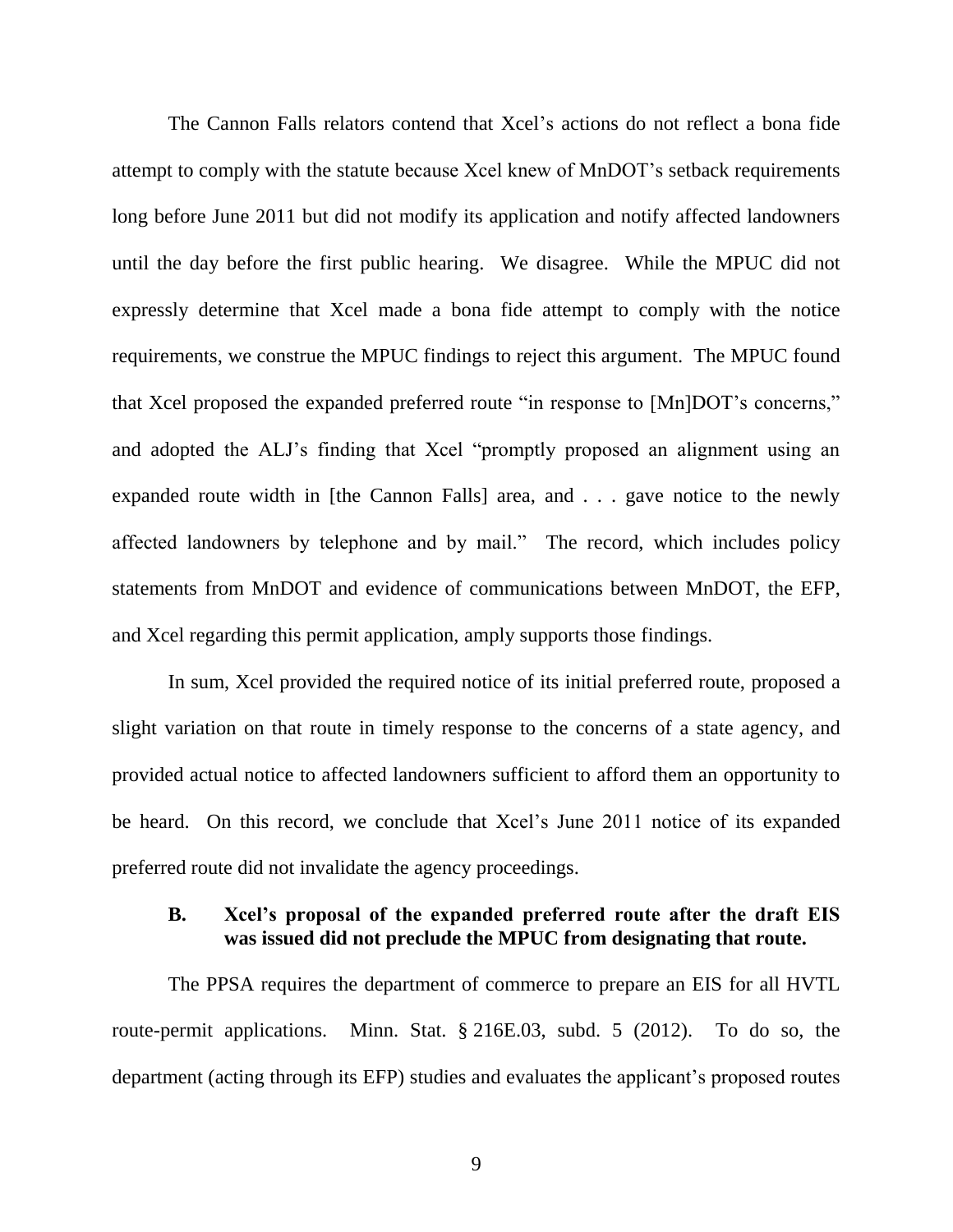The Cannon Falls relators contend that Xcel's actions do not reflect a bona fide attempt to comply with the statute because Xcel knew of MnDOT's setback requirements long before June 2011 but did not modify its application and notify affected landowners until the day before the first public hearing. We disagree. While the MPUC did not expressly determine that Xcel made a bona fide attempt to comply with the notice requirements, we construe the MPUC findings to reject this argument. The MPUC found that Xcel proposed the expanded preferred route "in response to [Mn]DOT's concerns," and adopted the ALJ's finding that Xcel "promptly proposed an alignment using an expanded route width in [the Cannon Falls] area, and . . . gave notice to the newly affected landowners by telephone and by mail." The record, which includes policy statements from MnDOT and evidence of communications between MnDOT, the EFP, and Xcel regarding this permit application, amply supports those findings.

In sum, Xcel provided the required notice of its initial preferred route, proposed a slight variation on that route in timely response to the concerns of a state agency, and provided actual notice to affected landowners sufficient to afford them an opportunity to be heard. On this record, we conclude that Xcel's June 2011 notice of its expanded preferred route did not invalidate the agency proceedings.

### B. Xcel's proposal of the expanded preferred route after the draft EIS was issued did not preclude the MPUC from designating that route.

The PPSA requires the department of commerce to prepare an EIS for all HVTL route-permit applications. Minn. Stat. § 216E.03, subd. 5 (2012). To do so, the department (acting through its EFP) studies and evaluates the applicant's proposed routes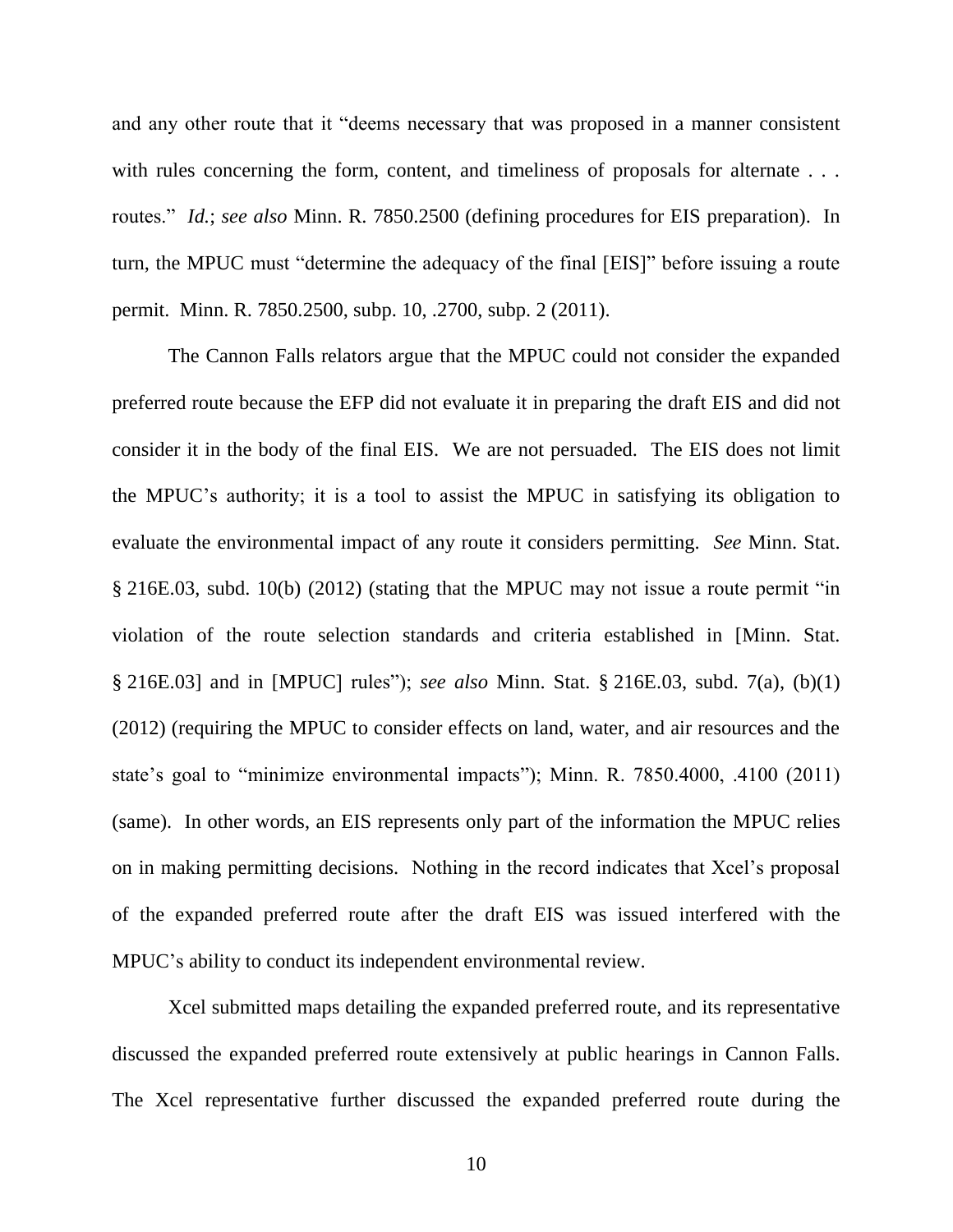and any other route that it "deems necessary that was proposed in a manner consistent with rules concerning the form, content, and timeliness of proposals for alternate . . . routes." *Id.*; *see also* Minn. R. 7850.2500 (defining procedures for EIS preparation). In turn, the MPUC must "determine the adequacy of the final [EIS]" before issuing a route permit. Minn. R. 7850.2500, subp. 10, .2700, subp. 2 (2011).

The Cannon Falls relators argue that the MPUC could not consider the expanded preferred route because the EFP did not evaluate it in preparing the draft EIS and did not consider it in the body of the final EIS. We are not persuaded. The EIS does not limit the MPUC's authority; it is a tool to assist the MPUC in satisfying its obligation to evaluate the environmental impact of any route it considers permitting. *See* Minn. Stat. § 216E.03, subd. 10(b) (2012) (stating that the MPUC may not issue a route permit "in violation of the route selection standards and criteria established in [Minn. Stat. § 216E.03] and in [MPUC] rules"); *see also* Minn. Stat. § 216E.03, subd. 7(a), (b)(1) (2012) (requiring the MPUC to consider effects on land, water, and air resources and the state's goal to "minimize environmental impacts"); Minn. R. 7850.4000, .4100 (2011) (same). In other words, an EIS represents only part of the information the MPUC relies on in making permitting decisions. Nothing in the record indicates that Xcel's proposal of the expanded preferred route after the draft EIS was issued interfered with the MPUC's ability to conduct its independent environmental review.

Xcel submitted maps detailing the expanded preferred route, and its representative discussed the expanded preferred route extensively at public hearings in Cannon Falls. The Xcel representative further discussed the expanded preferred route during the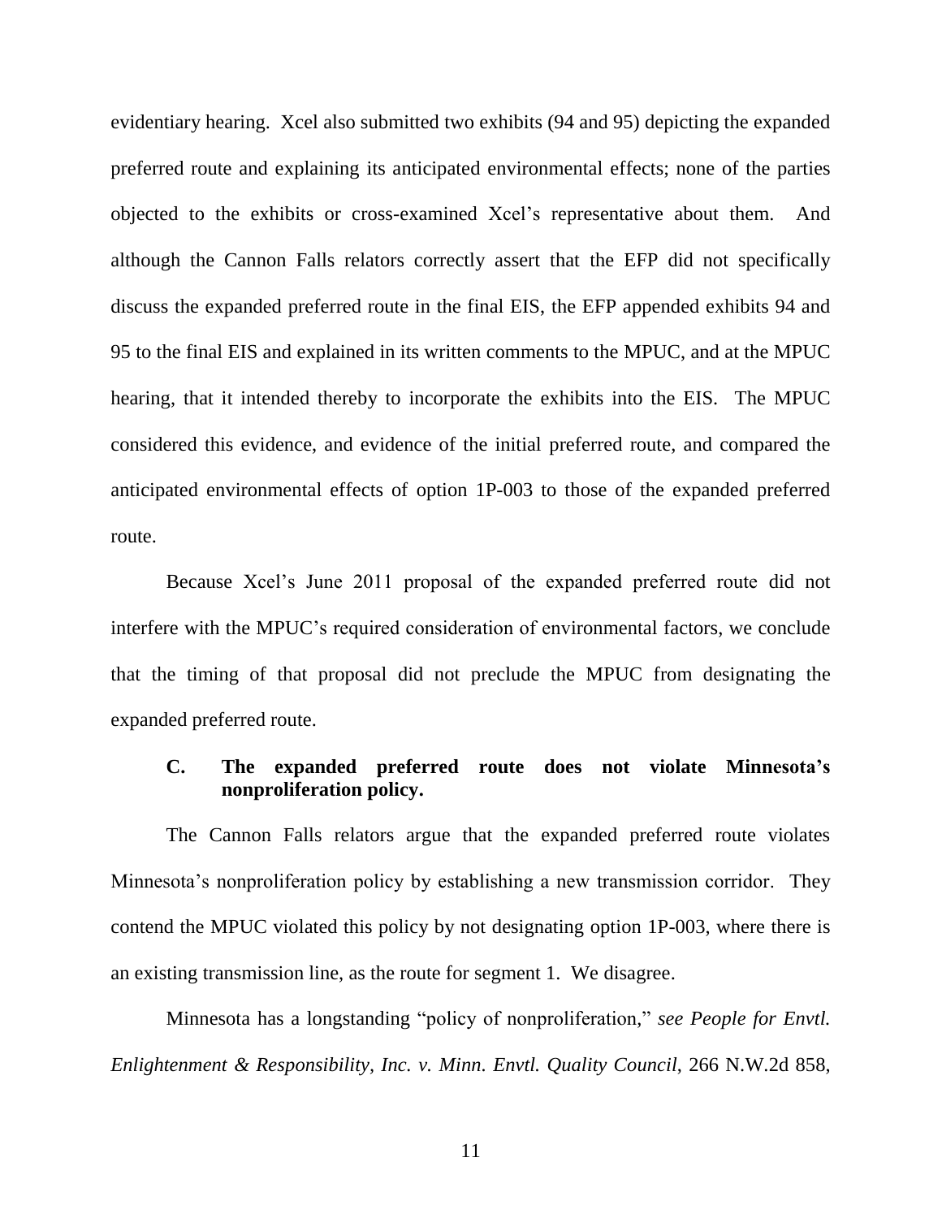evidentiary hearing. Xcel also submitted two exhibits (94 and 95) depicting the expanded preferred route and explaining its anticipated environmental effects; none of the parties objected to the exhibits or cross-examined Xcel's representative about them. And although the Cannon Falls relators correctly assert that the EFP did not specifically discuss the expanded preferred route in the final EIS, the EFP appended exhibits 94 and 95 to the final EIS and explained in its written comments to the MPUC, and at the MPUC hearing, that it intended thereby to incorporate the exhibits into the EIS. The MPUC considered this evidence, and evidence of the initial preferred route, and compared the anticipated environmental effects of option 1P-003 to those of the expanded preferred route.

Because Xcel's June 2011 proposal of the expanded preferred route did not interfere with the MPUC's required consideration of environmental factors, we conclude that the timing of that proposal did not preclude the MPUC from designating the expanded preferred route.

### C. The expanded preferred route does not violate Minnesota's nonproliferation policy.

The Cannon Falls relators argue that the expanded preferred route violates Minnesota's nonproliferation policy by establishing a new transmission corridor. They contend the MPUC violated this policy by not designating option 1P-003, where there is an existing transmission line, as the route for segment 1. We disagree.

Minnesota has a longstanding "policy of nonproliferation," *see People for Envtl. Enlightenment & Responsibility, Inc. v. Minn. Envtl. Quality Council*, 266 N.W.2d 858,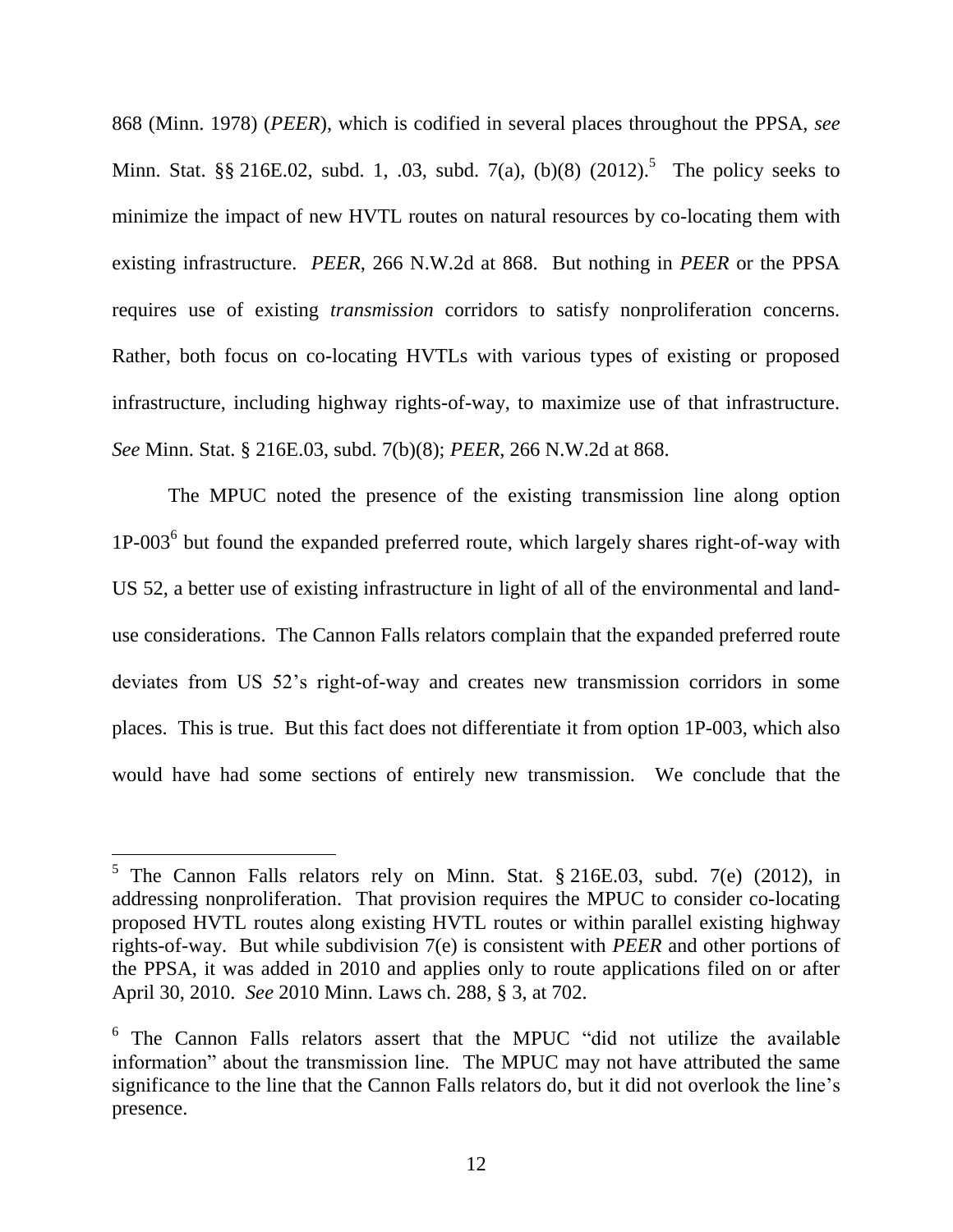868 (Minn. 1978) (*PEER*), which is codified in several places throughout the PPSA, *see* Minn. Stat. §§ 216E.02, subd. 1, .03, subd. 7(a), (b)(8) (2012).[5] The policy seeks to minimize the impact of new HVTL routes on natural resources by co-locating them with existing infrastructure. *PEER*, 266 N.W.2d at 868. But nothing in *PEER* or the PPSA requires use of existing *transmission* corridors to satisfy nonproliferation concerns. Rather, both focus on co-locating HVTLs with various types of existing or proposed infrastructure, including highway rights-of-way, to maximize use of that infrastructure. *See* Minn. Stat. § 216E.03, subd. 7(b)(8); *PEER*, 266 N.W.2d at 868.

The MPUC noted the presence of the existing transmission line along option 1P-003[6] but found the expanded preferred route, which largely shares right-of-way with US 52, a better use of existing infrastructure in light of all of the environmental and land-use considerations. The Cannon Falls relators complain that the expanded preferred route deviates from US 52's right-of-way and creates new transmission corridors in some places. This is true. But this fact does not differentiate it from option 1P-003, which also would have had some sections of entirely new transmission. We conclude that the

---

[5] The Cannon Falls relators rely on Minn. Stat. § 216E.03, subd. 7(e) (2012), in addressing nonproliferation. That provision requires the MPUC to consider co-locating proposed HVTL routes along existing HVTL routes or within parallel existing highway rights-of-way. But while subdivision 7(e) is consistent with *PEER* and other portions of the PPSA, it was added in 2010 and applies only to route applications filed on or after April 30, 2010. *See* 2010 Minn. Laws ch. 288, § 3, at 702.

[6] The Cannon Falls relators assert that the MPUC "did not utilize the available information" about the transmission line. The MPUC may not have attributed the same significance to the line that the Cannon Falls relators do, but it did not overlook the line's presence.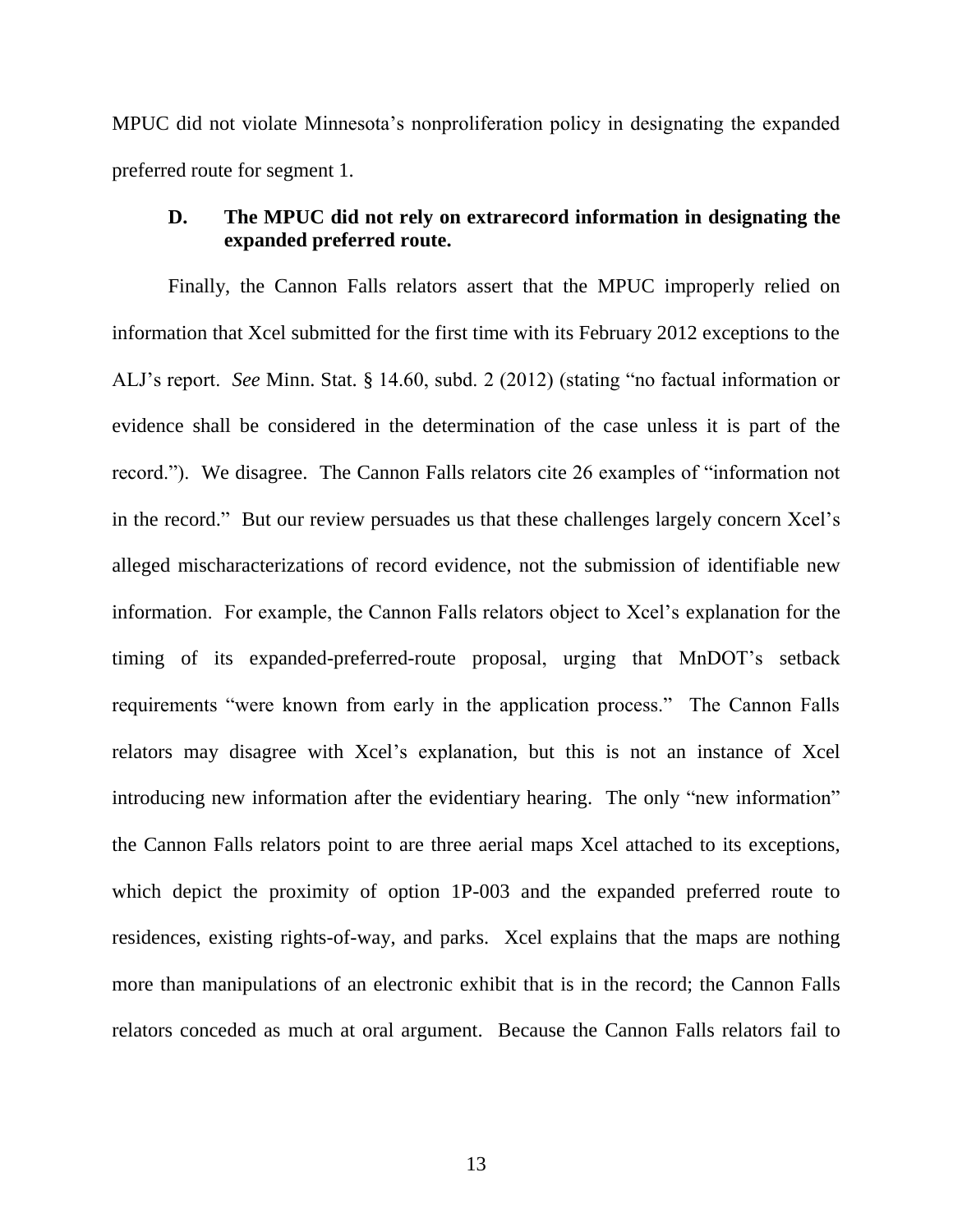MPUC did not violate Minnesota's nonproliferation policy in designating the expanded preferred route for segment 1.

### D. The MPUC did not rely on extrarecord information in designating the expanded preferred route.

Finally, the Cannon Falls relators assert that the MPUC improperly relied on information that Xcel submitted for the first time with its February 2012 exceptions to the ALJ's report. *See* Minn. Stat. § 14.60, subd. 2 (2012) (stating "no factual information or evidence shall be considered in the determination of the case unless it is part of the record."). We disagree. The Cannon Falls relators cite 26 examples of "information not in the record." But our review persuades us that these challenges largely concern Xcel's alleged mischaracterizations of record evidence, not the submission of identifiable new information. For example, the Cannon Falls relators object to Xcel's explanation for the timing of its expanded-preferred-route proposal, urging that MnDOT's setback requirements "were known from early in the application process." The Cannon Falls relators may disagree with Xcel's explanation, but this is not an instance of Xcel introducing new information after the evidentiary hearing. The only "new information" the Cannon Falls relators point to are three aerial maps Xcel attached to its exceptions, which depict the proximity of option 1P-003 and the expanded preferred route to residences, existing rights-of-way, and parks. Xcel explains that the maps are nothing more than manipulations of an electronic exhibit that is in the record; the Cannon Falls relators conceded as much at oral argument. Because the Cannon Falls relators fail to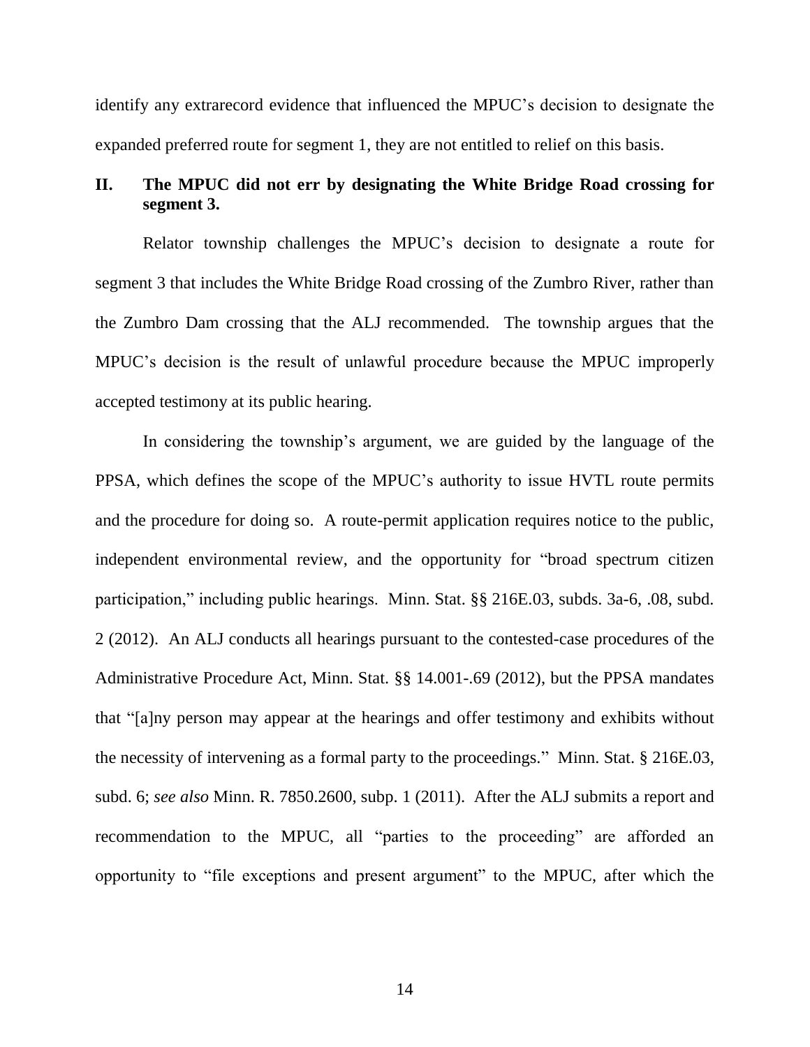identify any extrarecord evidence that influenced the MPUC's decision to designate the expanded preferred route for segment 1, they are not entitled to relief on this basis.

## II. The MPUC did not err by designating the White Bridge Road crossing for segment 3.

Relator township challenges the MPUC's decision to designate a route for segment 3 that includes the White Bridge Road crossing of the Zumbro River, rather than the Zumbro Dam crossing that the ALJ recommended. The township argues that the MPUC's decision is the result of unlawful procedure because the MPUC improperly accepted testimony at its public hearing.

In considering the township's argument, we are guided by the language of the PPSA, which defines the scope of the MPUC's authority to issue HVTL route permits and the procedure for doing so. A route-permit application requires notice to the public, independent environmental review, and the opportunity for "broad spectrum citizen participation," including public hearings. Minn. Stat. §§ 216E.03, subds. 3a-6, .08, subd. 2 (2012). An ALJ conducts all hearings pursuant to the contested-case procedures of the Administrative Procedure Act, Minn. Stat. §§ 14.001-.69 (2012), but the PPSA mandates that "[a]ny person may appear at the hearings and offer testimony and exhibits without the necessity of intervening as a formal party to the proceedings." Minn. Stat. § 216E.03, subd. 6; *see also* Minn. R. 7850.2600, subp. 1 (2011). After the ALJ submits a report and recommendation to the MPUC, all "parties to the proceeding" are afforded an opportunity to "file exceptions and present argument" to the MPUC, after which the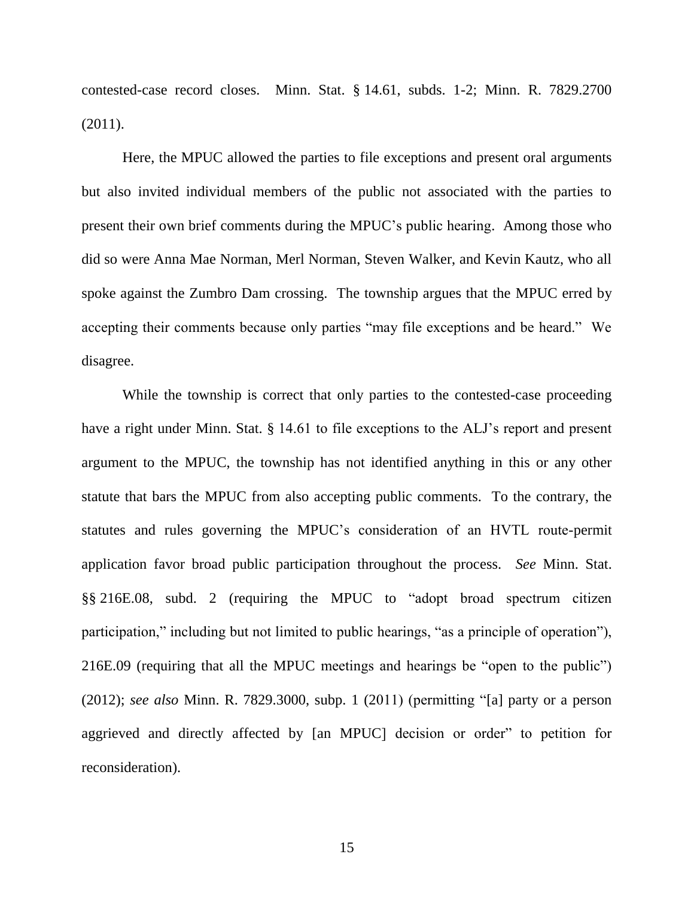contested-case record closes. Minn. Stat. § 14.61, subds. 1-2; Minn. R. 7829.2700 (2011).

Here, the MPUC allowed the parties to file exceptions and present oral arguments but also invited individual members of the public not associated with the parties to present their own brief comments during the MPUC's public hearing. Among those who did so were Anna Mae Norman, Merl Norman, Steven Walker, and Kevin Kautz, who all spoke against the Zumbro Dam crossing. The township argues that the MPUC erred by accepting their comments because only parties "may file exceptions and be heard." We disagree.

While the township is correct that only parties to the contested-case proceeding have a right under Minn. Stat. § 14.61 to file exceptions to the ALJ's report and present argument to the MPUC, the township has not identified anything in this or any other statute that bars the MPUC from also accepting public comments. To the contrary, the statutes and rules governing the MPUC's consideration of an HVTL route-permit application favor broad public participation throughout the process. *See* Minn. Stat. §§ 216E.08, subd. 2 (requiring the MPUC to "adopt broad spectrum citizen participation," including but not limited to public hearings, "as a principle of operation"), 216E.09 (requiring that all the MPUC meetings and hearings be "open to the public") (2012); *see also* Minn. R. 7829.3000, subp. 1 (2011) (permitting "[a] party or a person aggrieved and directly affected by [an MPUC] decision or order" to petition for reconsideration).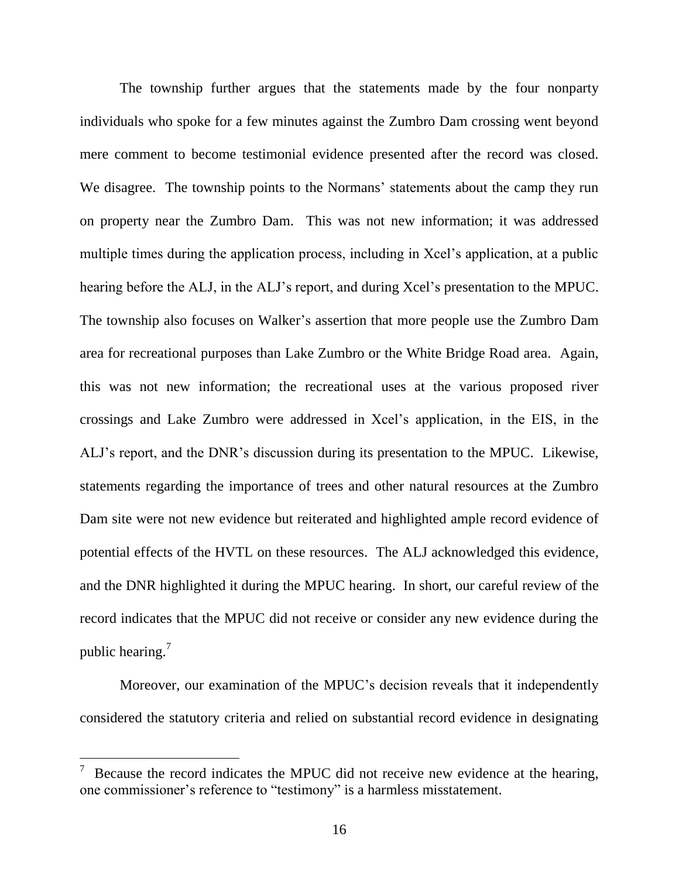The township further argues that the statements made by the four nonparty individuals who spoke for a few minutes against the Zumbro Dam crossing went beyond mere comment to become testimonial evidence presented after the record was closed. We disagree. The township points to the Normans' statements about the camp they run on property near the Zumbro Dam. This was not new information; it was addressed multiple times during the application process, including in Xcel's application, at a public hearing before the ALJ, in the ALJ's report, and during Xcel's presentation to the MPUC. The township also focuses on Walker's assertion that more people use the Zumbro Dam area for recreational purposes than Lake Zumbro or the White Bridge Road area. Again, this was not new information; the recreational uses at the various proposed river crossings and Lake Zumbro were addressed in Xcel's application, in the EIS, in the ALJ's report, and the DNR's discussion during its presentation to the MPUC. Likewise, statements regarding the importance of trees and other natural resources at the Zumbro Dam site were not new evidence but reiterated and highlighted ample record evidence of potential effects of the HVTL on these resources. The ALJ acknowledged this evidence, and the DNR highlighted it during the MPUC hearing. In short, our careful review of the record indicates that the MPUC did not receive or consider any new evidence during the public hearing.[7]

Moreover, our examination of the MPUC's decision reveals that it independently considered the statutory criteria and relied on substantial record evidence in designating

[7] Because the record indicates the MPUC did not receive new evidence at the hearing, one commissioner's reference to "testimony" is a harmless misstatement.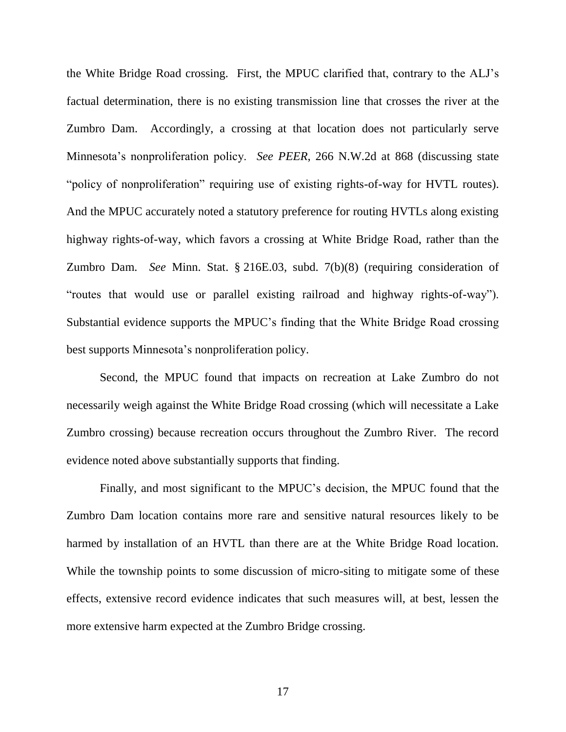the White Bridge Road crossing. First, the MPUC clarified that, contrary to the ALJ's factual determination, there is no existing transmission line that crosses the river at the Zumbro Dam. Accordingly, a crossing at that location does not particularly serve Minnesota's nonproliferation policy. *See PEER*, 266 N.W.2d at 868 (discussing state "policy of nonproliferation" requiring use of existing rights-of-way for HVTL routes). And the MPUC accurately noted a statutory preference for routing HVTLs along existing highway rights-of-way, which favors a crossing at White Bridge Road, rather than the Zumbro Dam. *See* Minn. Stat. § 216E.03, subd. 7(b)(8) (requiring consideration of "routes that would use or parallel existing railroad and highway rights-of-way"). Substantial evidence supports the MPUC's finding that the White Bridge Road crossing best supports Minnesota's nonproliferation policy.

Second, the MPUC found that impacts on recreation at Lake Zumbro do not necessarily weigh against the White Bridge Road crossing (which will necessitate a Lake Zumbro crossing) because recreation occurs throughout the Zumbro River. The record evidence noted above substantially supports that finding.

Finally, and most significant to the MPUC's decision, the MPUC found that the Zumbro Dam location contains more rare and sensitive natural resources likely to be harmed by installation of an HVTL than there are at the White Bridge Road location. While the township points to some discussion of micro-siting to mitigate some of these effects, extensive record evidence indicates that such measures will, at best, lessen the more extensive harm expected at the Zumbro Bridge crossing.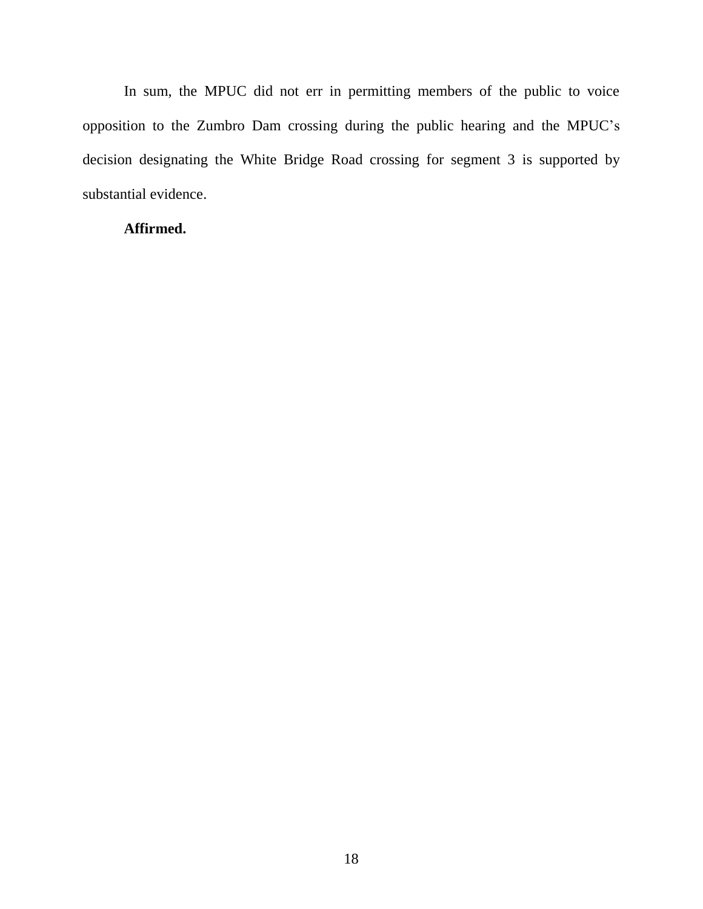In sum, the MPUC did not err in permitting members of the public to voice opposition to the Zumbro Dam crossing during the public hearing and the MPUC's decision designating the White Bridge Road crossing for segment 3 is supported by substantial evidence.

**Affirmed.**